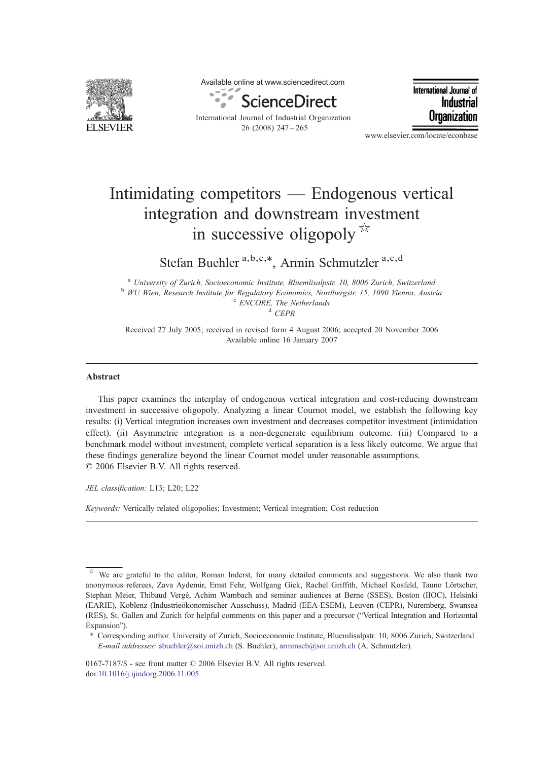# Intimidating competitors — Endogenous vertical integration and downstream investment in successive oligopoly ☆

Stefan Buehler [a,b,c,*], Armin Schmutzler [a,c,d]

[a] *University of Zurich, Socioeconomic Institute, Bluemlisalpstr. 10, 8006 Zurich, Switzerland*
[b] *WU Wien, Research Institute for Regulatory Economics, Nordbergstr. 15, 1090 Vienna, Austria*
[c] *ENCORE, The Netherlands*
[d] *CEPR*

Received 27 July 2005; received in revised form 4 August 2006; accepted 20 November 2006
Available online 16 January 2007

## Abstract

This paper examines the interplay of endogenous vertical integration and cost-reducing downstream investment in successive oligopoly. Analyzing a linear Cournot model, we establish the following key results: (i) Vertical integration increases own investment and decreases competitor investment (intimidation effect). (ii) Asymmetric integration is a non-degenerate equilibrium outcome. (iii) Compared to a benchmark model without investment, complete vertical separation is a less likely outcome. We argue that these findings generalize beyond the linear Cournot model under reasonable assumptions.
© 2006 Elsevier B.V. All rights reserved.

*JEL classification:* L13; L20; L22

*Keywords:* Vertically related oligopolies; Investment; Vertical integration; Cost reduction

---

☆ We are grateful to the editor, Roman Inderst, for many detailed comments and suggestions. We also thank two anonymous referees, Zava Aydemir, Ernst Fehr, Wolfgang Gick, Rachel Griffith, Michael Kosfeld, Tauno Lörtscher, Stephan Meier, Thibaud Vergé, Achim Wambach and seminar audiences at Berne (SSES), Boston (IIOC), Helsinki (EARIE), Koblenz (Industrieökonomischer Ausschuss), Madrid (EEA-ESEM), Leuven (CEPR), Nuremberg, Swansea (RES), St. Gallen and Zurich for helpful comments on this paper and a precursor ("Vertical Integration and Horizontal Expansion").

\* Corresponding author. University of Zurich, Socioeconomic Institute, Bluemlisalpstr. 10, 8006 Zurich, Switzerland.
*E-mail addresses:* sbuehler@soi.unizh.ch (S. Buehler), arminsch@soi.unizh.ch (A. Schmutzler).

0167-7187/$ - see front matter © 2006 Elsevier B.V. All rights reserved.
doi:10.1016/j.ijindorg.2006.11.005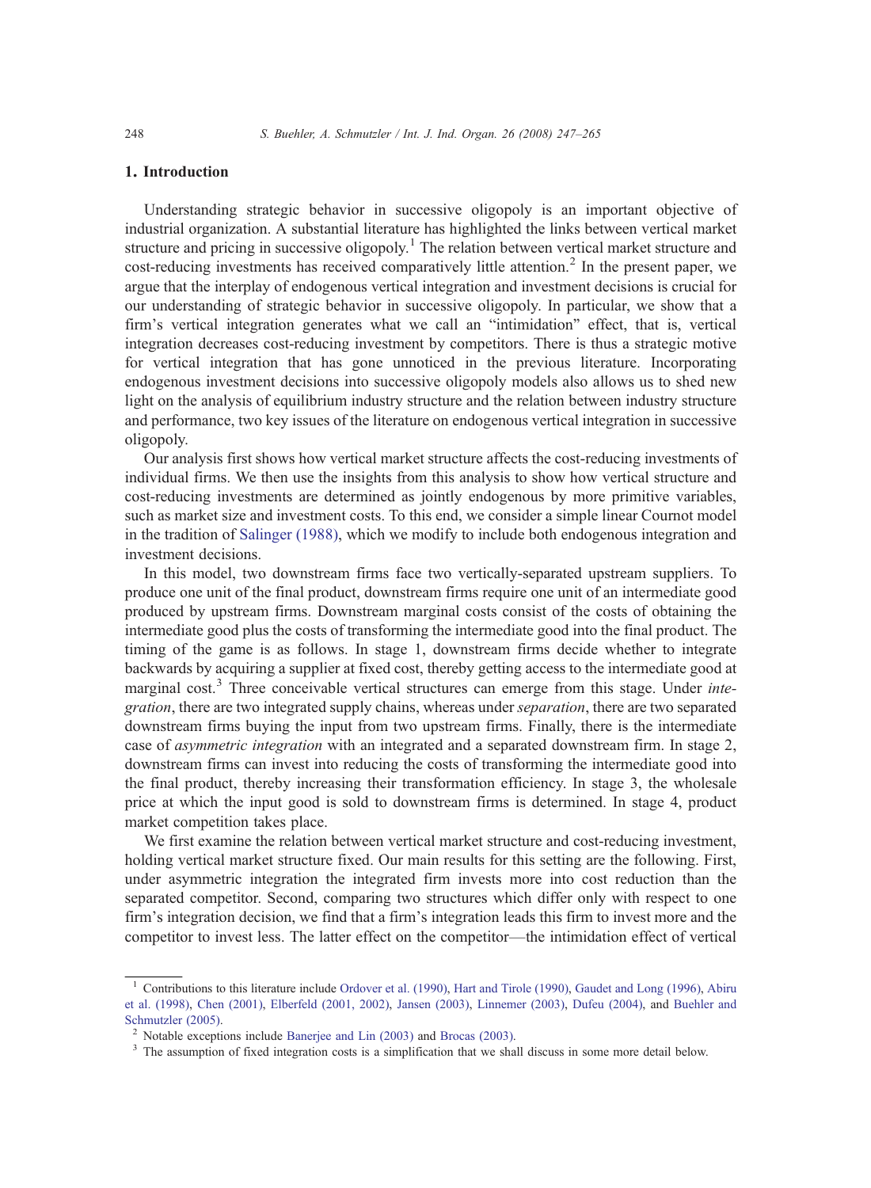## 1. Introduction

Understanding strategic behavior in successive oligopoly is an important objective of industrial organization. A substantial literature has highlighted the links between vertical market structure and pricing in successive oligopoly.[1] The relation between vertical market structure and cost-reducing investments has received comparatively little attention.[2] In the present paper, we argue that the interplay of endogenous vertical integration and investment decisions is crucial for our understanding of strategic behavior in successive oligopoly. In particular, we show that a firm's vertical integration generates what we call an "intimidation" effect, that is, vertical integration decreases cost-reducing investment by competitors. There is thus a strategic motive for vertical integration that has gone unnoticed in the previous literature. Incorporating endogenous investment decisions into successive oligopoly models also allows us to shed new light on the analysis of equilibrium industry structure and the relation between industry structure and performance, two key issues of the literature on endogenous vertical integration in successive oligopoly.

Our analysis first shows how vertical market structure affects the cost-reducing investments of individual firms. We then use the insights from this analysis to show how vertical structure and cost-reducing investments are determined as jointly endogenous by more primitive variables, such as market size and investment costs. To this end, we consider a simple linear Cournot model in the tradition of Salinger (1988), which we modify to include both endogenous integration and investment decisions.

In this model, two downstream firms face two vertically-separated upstream suppliers. To produce one unit of the final product, downstream firms require one unit of an intermediate good produced by upstream firms. Downstream marginal costs consist of the costs of obtaining the intermediate good plus the costs of transforming the intermediate good into the final product. The timing of the game is as follows. In stage 1, downstream firms decide whether to integrate backwards by acquiring a supplier at fixed cost, thereby getting access to the intermediate good at marginal cost.[3] Three conceivable vertical structures can emerge from this stage. Under *integration*, there are two integrated supply chains, whereas under *separation*, there are two separated downstream firms buying the input from two upstream firms. Finally, there is the intermediate case of *asymmetric integration* with an integrated and a separated downstream firm. In stage 2, downstream firms can invest into reducing the costs of transforming the intermediate good into the final product, thereby increasing their transformation efficiency. In stage 3, the wholesale price at which the input good is sold to downstream firms is determined. In stage 4, product market competition takes place.

We first examine the relation between vertical market structure and cost-reducing investment, holding vertical market structure fixed. Our main results for this setting are the following. First, under asymmetric integration the integrated firm invests more into cost reduction than the separated competitor. Second, comparing two structures which differ only with respect to one firm's integration decision, we find that a firm's integration leads this firm to invest more and the competitor to invest less. The latter effect on the competitor—the intimidation effect of vertical

[1] Contributions to this literature include Ordover et al. (1990), Hart and Tirole (1990), Gaudet and Long (1996), Abiru et al. (1998), Chen (2001), Elberfeld (2001, 2002), Jansen (2003), Linnemer (2003), Dufeu (2004), and Buehler and Schmutzler (2005).

[2] Notable exceptions include Banerjee and Lin (2003) and Brocas (2003).

[3] The assumption of fixed integration costs is a simplification that we shall discuss in some more detail below.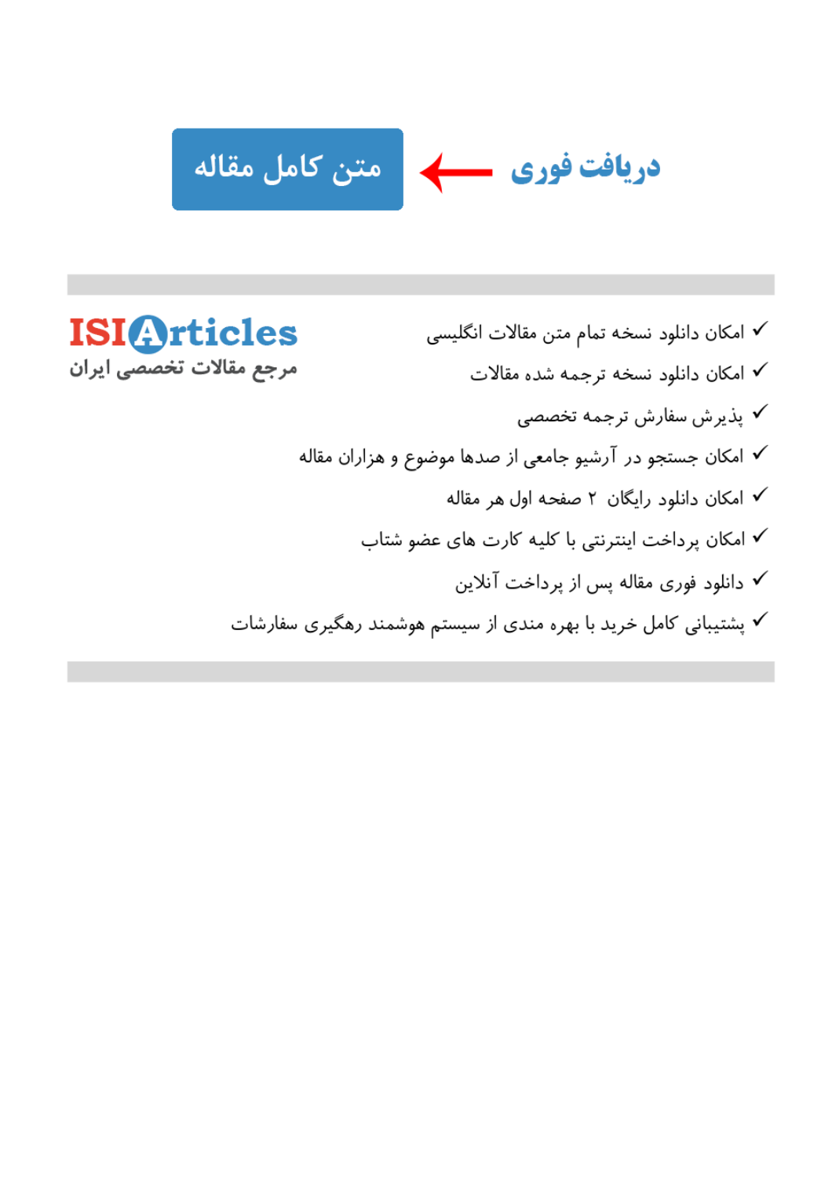دریافت فوری ← متن کامل مقاله

**ISIArticles**

مرجع مقالات تخصصی ایران

- ✓ امکان دانلود نسخه تمام متن مقالات انگلیسی
- ✓ امکان دانلود نسخه ترجمه شده مقالات
- ✓ پذیرش سفارش ترجمه تخصصی
- ✓ امکان جستجو در آرشیو جامعی از صدها موضوع و هزاران مقاله
- ✓ امکان دانلود رایگان ۲ صفحه اول هر مقاله
- ✓ امکان پرداخت اینترنتی با کلیه کارت های عضو شتاب
- ✓ دانلود فوری مقاله پس از پرداخت آنلاین
- ✓ پشتیبانی کامل خرید با بهره مندی از سیستم هوشمند رهگیری سفارشات